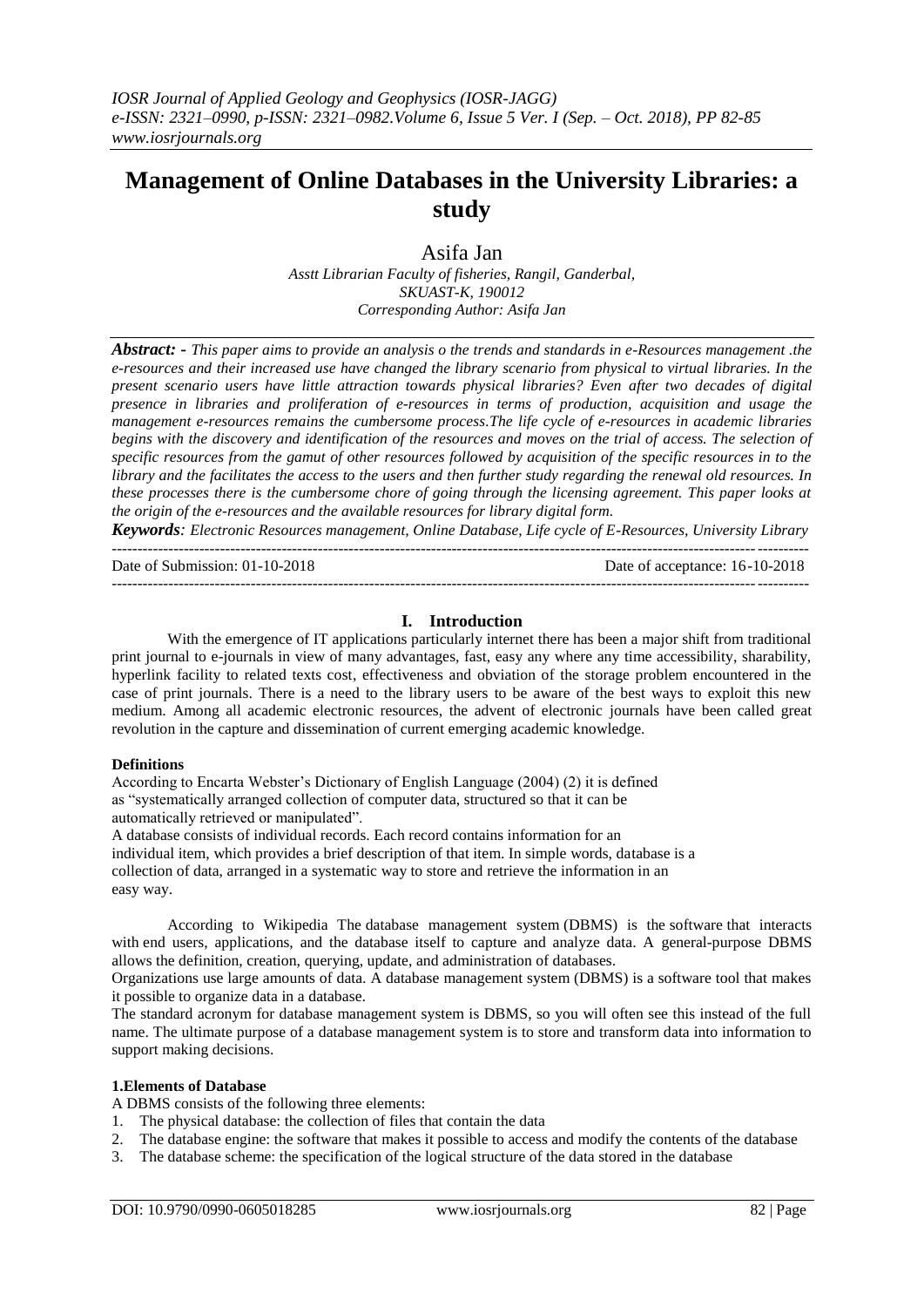# Management of Online Databases in the University Libraries: a study

Asifa Jan

*Asstt Librarian Faculty of fisheries, Rangil, Ganderbal, SKUAST-K, 190012*
*Corresponding Author: Asifa Jan*

***Abstract: -*** *This paper aims to provide an analysis o the trends and standards in e-Resources management .the e-resources and their increased use have changed the library scenario from physical to virtual libraries. In the present scenario users have little attraction towards physical libraries? Even after two decades of digital presence in libraries and proliferation of e-resources in terms of production, acquisition and usage the management e-resources remains the cumbersome process.The life cycle of e-resources in academic libraries begins with the discovery and identification of the resources and moves on the trial of access. The selection of specific resources from the gamut of other resources followed by acquisition of the specific resources in to the library and the facilitates the access to the users and then further study regarding the renewal old resources. In these processes there is the cumbersome chore of going through the licensing agreement. This paper looks at the origin of the e-resources and the available resources for library digital form.*

***Keywords****: Electronic Resources management, Online Database, Life cycle of E-Resources, University Library*

---

Date of Submission: 01-10-2018 &nbsp;&nbsp;&nbsp;&nbsp;&nbsp;&nbsp;&nbsp;&nbsp; Date of acceptance: 16-10-2018

---

## I. Introduction

With the emergence of IT applications particularly internet there has been a major shift from traditional print journal to e-journals in view of many advantages, fast, easy any where any time accessibility, sharability, hyperlink facility to related texts cost, effectiveness and obviation of the storage problem encountered in the case of print journals. There is a need to the library users to be aware of the best ways to exploit this new medium. Among all academic electronic resources, the advent of electronic journals have been called great revolution in the capture and dissemination of current emerging academic knowledge.

**Definitions**

According to Encarta Webster's Dictionary of English Language (2004) (2) it is defined as "systematically arranged collection of computer data, structured so that it can be automatically retrieved or manipulated".

A database consists of individual records. Each record contains information for an individual item, which provides a brief description of that item. In simple words, database is a collection of data, arranged in a systematic way to store and retrieve the information in an easy way.

According to Wikipedia The database management system (DBMS) is the software that interacts with end users, applications, and the database itself to capture and analyze data. A general-purpose DBMS allows the definition, creation, querying, update, and administration of databases.

Organizations use large amounts of data. A database management system (DBMS) is a software tool that makes it possible to organize data in a database.

The standard acronym for database management system is DBMS, so you will often see this instead of the full name. The ultimate purpose of a database management system is to store and transform data into information to support making decisions.

**1.Elements of Database**

A DBMS consists of the following three elements:

1. The physical database: the collection of files that contain the data
2. The database engine: the software that makes it possible to access and modify the contents of the database
3. The database scheme: the specification of the logical structure of the data stored in the database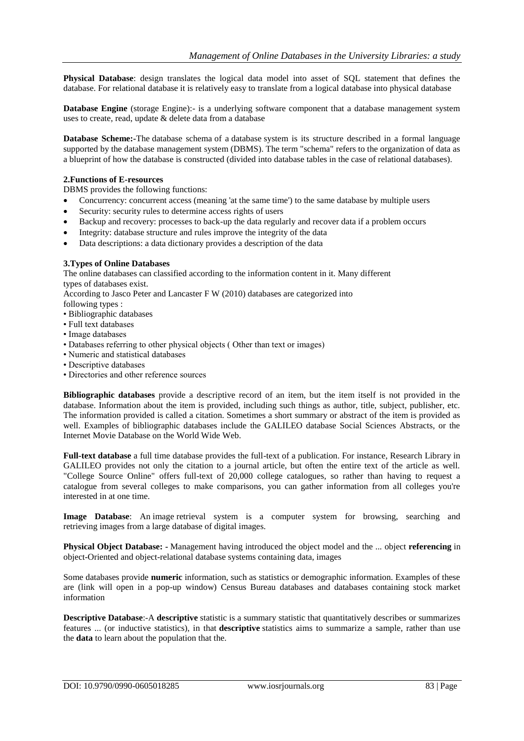**Physical Database**: design translates the logical data model into asset of SQL statement that defines the database. For relational database it is relatively easy to translate from a logical database into physical database

**Database Engine** (storage Engine):- is a underlying software component that a database management system uses to create, read, update & delete data from a database

**Database Scheme:-**The database schema of a database system is its structure described in a formal language supported by the database management system (DBMS). The term "schema" refers to the organization of data as a blueprint of how the database is constructed (divided into database tables in the case of relational databases).

**2.Functions of E-resources**

DBMS provides the following functions:

- Concurrency: concurrent access (meaning 'at the same time') to the same database by multiple users
- Security: security rules to determine access rights of users
- Backup and recovery: processes to back-up the data regularly and recover data if a problem occurs
- Integrity: database structure and rules improve the integrity of the data
- Data descriptions: a data dictionary provides a description of the data

**3.Types of Online Databases**

The online databases can classified according to the information content in it. Many different types of databases exist.

According to Jasco Peter and Lancaster F W (2010) databases are categorized into following types :

- Bibliographic databases
- Full text databases
- Image databases
- Databases referring to other physical objects ( Other than text or images)
- Numeric and statistical databases
- Descriptive databases
- Directories and other reference sources

**Bibliographic databases** provide a descriptive record of an item, but the item itself is not provided in the database. Information about the item is provided, including such things as author, title, subject, publisher, etc. The information provided is called a citation. Sometimes a short summary or abstract of the item is provided as well. Examples of bibliographic databases include the GALILEO database Social Sciences Abstracts, or the Internet Movie Database on the World Wide Web.

**Full-text database** a full time database provides the full-text of a publication. For instance, Research Library in GALILEO provides not only the citation to a journal article, but often the entire text of the article as well. "College Source Online" offers full-text of 20,000 college catalogues, so rather than having to request a catalogue from several colleges to make comparisons, you can gather information from all colleges you're interested in at one time.

**Image Database**: An image retrieval system is a computer system for browsing, searching and retrieving images from a large database of digital images.

**Physical Object Database: -** Management having introduced the object model and the ... object **referencing** in object-Oriented and object-relational database systems containing data, images

Some databases provide **numeric** information, such as statistics or demographic information. Examples of these are (link will open in a pop-up window) Census Bureau databases and databases containing stock market information

**Descriptive Database**:-A **descriptive** statistic is a summary statistic that quantitatively describes or summarizes features ... (or inductive statistics), in that **descriptive** statistics aims to summarize a sample, rather than use the **data** to learn about the population that the.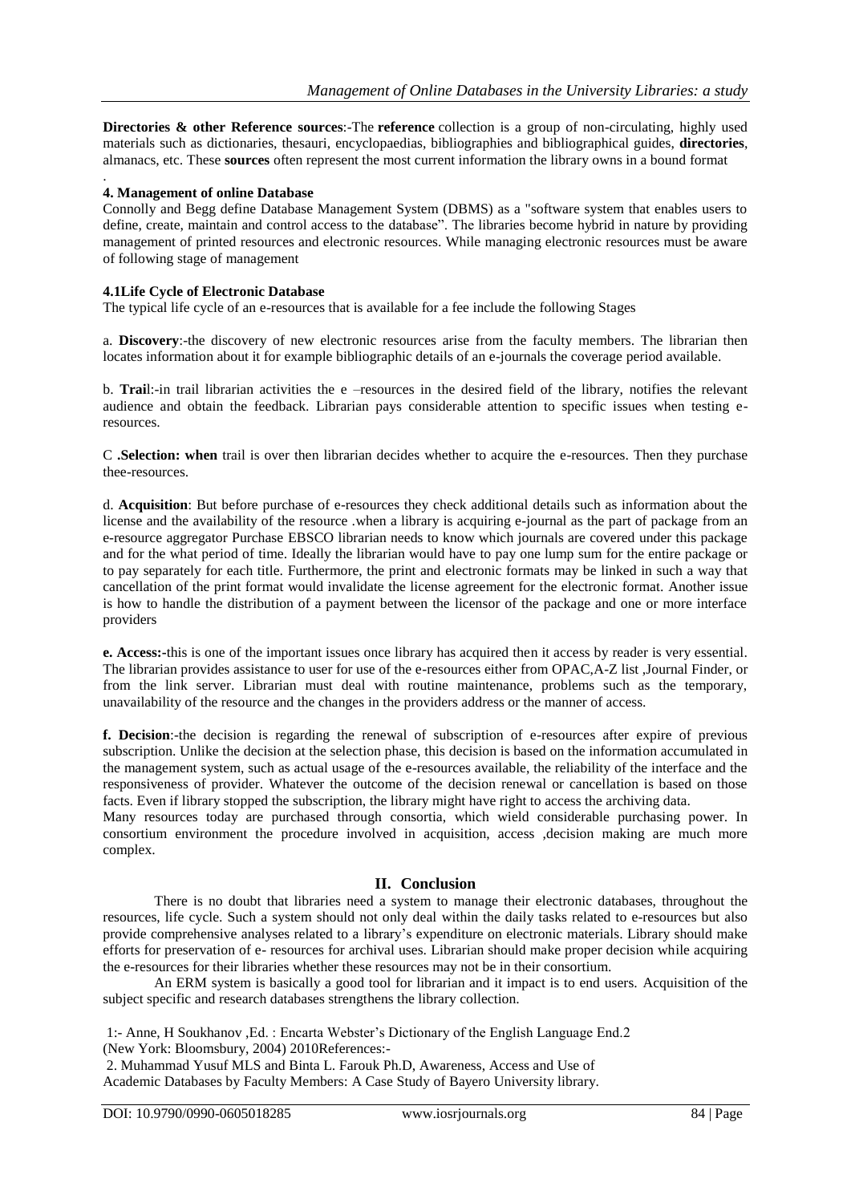**Directories & other Reference sources**:-The **reference** collection is a group of non-circulating, highly used materials such as dictionaries, thesauri, encyclopaedias, bibliographies and bibliographical guides, **directories**, almanacs, etc. These **sources** often represent the most current information the library owns in a bound format

.

#### 4. Management of online Database

Connolly and Begg define Database Management System (DBMS) as a "software system that enables users to define, create, maintain and control access to the database". The libraries become hybrid in nature by providing management of printed resources and electronic resources. While managing electronic resources must be aware of following stage of management

#### 4.1Life Cycle of Electronic Database

The typical life cycle of an e-resources that is available for a fee include the following Stages

a. **Discovery**:-the discovery of new electronic resources arise from the faculty members. The librarian then locates information about it for example bibliographic details of an e-journals the coverage period available.

b. **Trai**l:-in trail librarian activities the e –resources in the desired field of the library, notifies the relevant audience and obtain the feedback. Librarian pays considerable attention to specific issues when testing e-resources.

C **.Selection: when** trail is over then librarian decides whether to acquire the e-resources. Then they purchase thee-resources.

d. **Acquisition**: But before purchase of e-resources they check additional details such as information about the license and the availability of the resource .when a library is acquiring e-journal as the part of package from an e-resource aggregator Purchase EBSCO librarian needs to know which journals are covered under this package and for the what period of time. Ideally the librarian would have to pay one lump sum for the entire package or to pay separately for each title. Furthermore, the print and electronic formats may be linked in such a way that cancellation of the print format would invalidate the license agreement for the electronic format. Another issue is how to handle the distribution of a payment between the licensor of the package and one or more interface providers

**e. Access:-**this is one of the important issues once library has acquired then it access by reader is very essential. The librarian provides assistance to user for use of the e-resources either from OPAC,A-Z list ,Journal Finder, or from the link server. Librarian must deal with routine maintenance, problems such as the temporary, unavailability of the resource and the changes in the providers address or the manner of access.

**f. Decision**:-the decision is regarding the renewal of subscription of e-resources after expire of previous subscription. Unlike the decision at the selection phase, this decision is based on the information accumulated in the management system, such as actual usage of the e-resources available, the reliability of the interface and the responsiveness of provider. Whatever the outcome of the decision renewal or cancellation is based on those facts. Even if library stopped the subscription, the library might have right to access the archiving data.
Many resources today are purchased through consortia, which wield considerable purchasing power. In consortium environment the procedure involved in acquisition, access ,decision making are much more complex.

## II. Conclusion

There is no doubt that libraries need a system to manage their electronic databases, throughout the resources, life cycle. Such a system should not only deal within the daily tasks related to e-resources but also provide comprehensive analyses related to a library's expenditure on electronic materials. Library should make efforts for preservation of e- resources for archival uses. Librarian should make proper decision while acquiring the e-resources for their libraries whether these resources may not be in their consortium.

An ERM system is basically a good tool for librarian and it impact is to end users. Acquisition of the subject specific and research databases strengthens the library collection.

1:- Anne, H Soukhanov ,Ed. : Encarta Webster's Dictionary of the English Language End.2 (New York: Bloomsbury, 2004) 2010References:-

2. Muhammad Yusuf MLS and Binta L. Farouk Ph.D, Awareness, Access and Use of Academic Databases by Faculty Members: A Case Study of Bayero University library.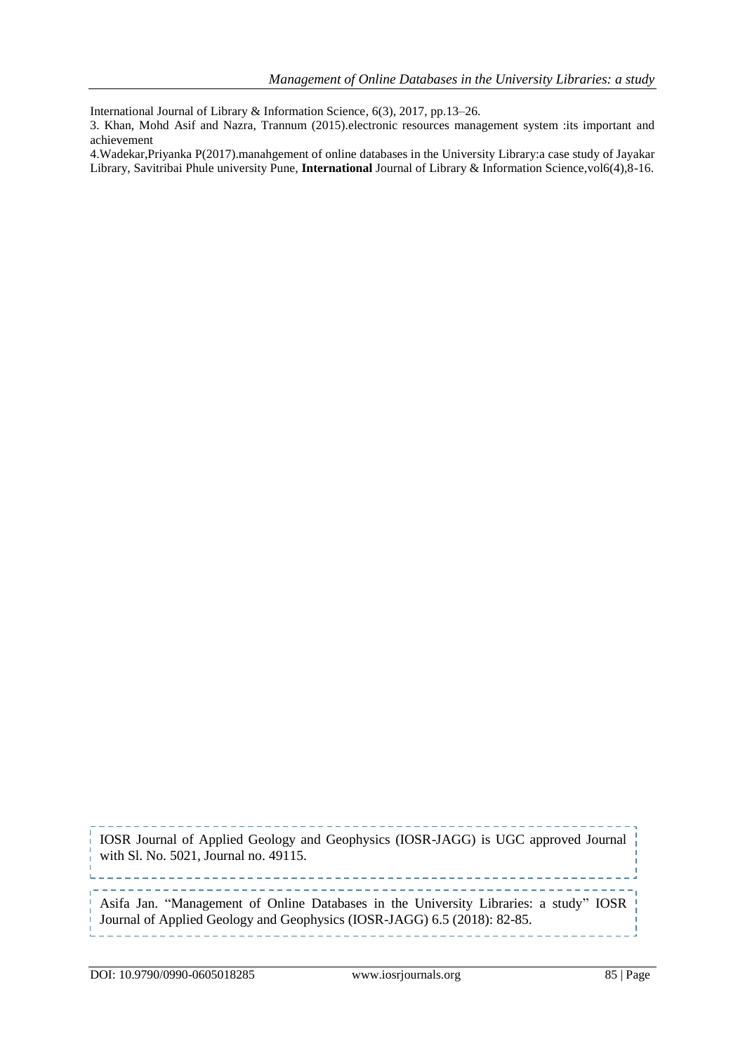International Journal of Library & Information Science, 6(3), 2017, pp.13–26.

3. Khan, Mohd Asif and Nazra, Trannum (2015).electronic resources management system :its important and achievement

4.Wadekar,Priyanka P(2017).manahgement of online databases in the University Library:a case study of Jayakar Library, Savitribai Phule university Pune, **International** Journal of Library & Information Science,vol6(4),8-16.

IOSR Journal of Applied Geology and Geophysics (IOSR-JAGG) is UGC approved Journal with Sl. No. 5021, Journal no. 49115.

Asifa Jan. "Management of Online Databases in the University Libraries: a study" IOSR Journal of Applied Geology and Geophysics (IOSR-JAGG) 6.5 (2018): 82-85.